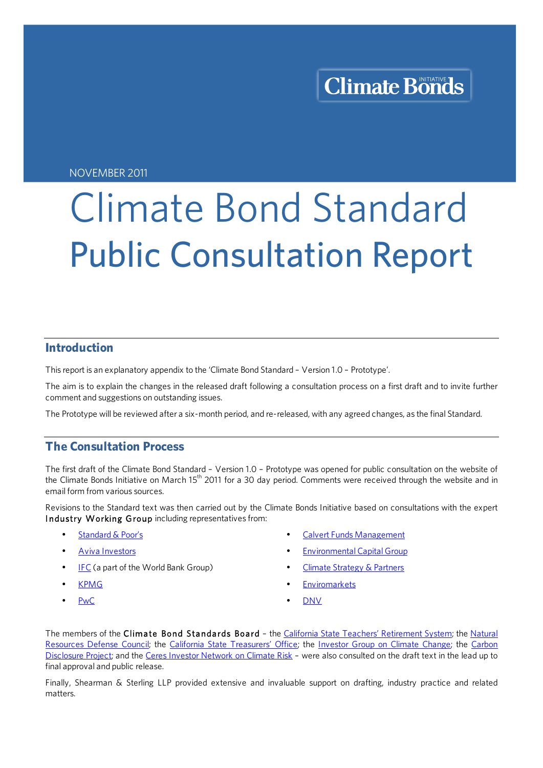Climate Bonds INITIATIVE

NOVEMBER 2011

# Climate Bond Standard
# Public Consultation Report

## Introduction

This report is an explanatory appendix to the 'Climate Bond Standard – Version 1.0 – Prototype'.

The aim is to explain the changes in the released draft following a consultation process on a first draft and to invite further comment and suggestions on outstanding issues.

The Prototype will be reviewed after a six-month period, and re-released, with any agreed changes, as the final Standard.

## The Consultation Process

The first draft of the Climate Bond Standard – Version 1.0 – Prototype was opened for public consultation on the website of the Climate Bonds Initiative on March 15th 2011 for a 30 day period. Comments were received through the website and in email form from various sources.

Revisions to the Standard text was then carried out by the Climate Bonds Initiative based on consultations with the expert **Industry Working Group** including representatives from:

- Standard & Poor's
- Aviva Investors
- IFC (a part of the World Bank Group)
- KPMG
- PwC
- Calvert Funds Management
- Environmental Capital Group
- Climate Strategy & Partners
- Enviromarkets
- DNV

The members of the **Climate Bond Standards Board** – the California State Teachers' Retirement System; the Natural Resources Defense Council; the California State Treasurers' Office; the Investor Group on Climate Change; the Carbon Disclosure Project; and the Ceres Investor Network on Climate Risk – were also consulted on the draft text in the lead up to final approval and public release.

Finally, Shearman & Sterling LLP provided extensive and invaluable support on drafting, industry practice and related matters.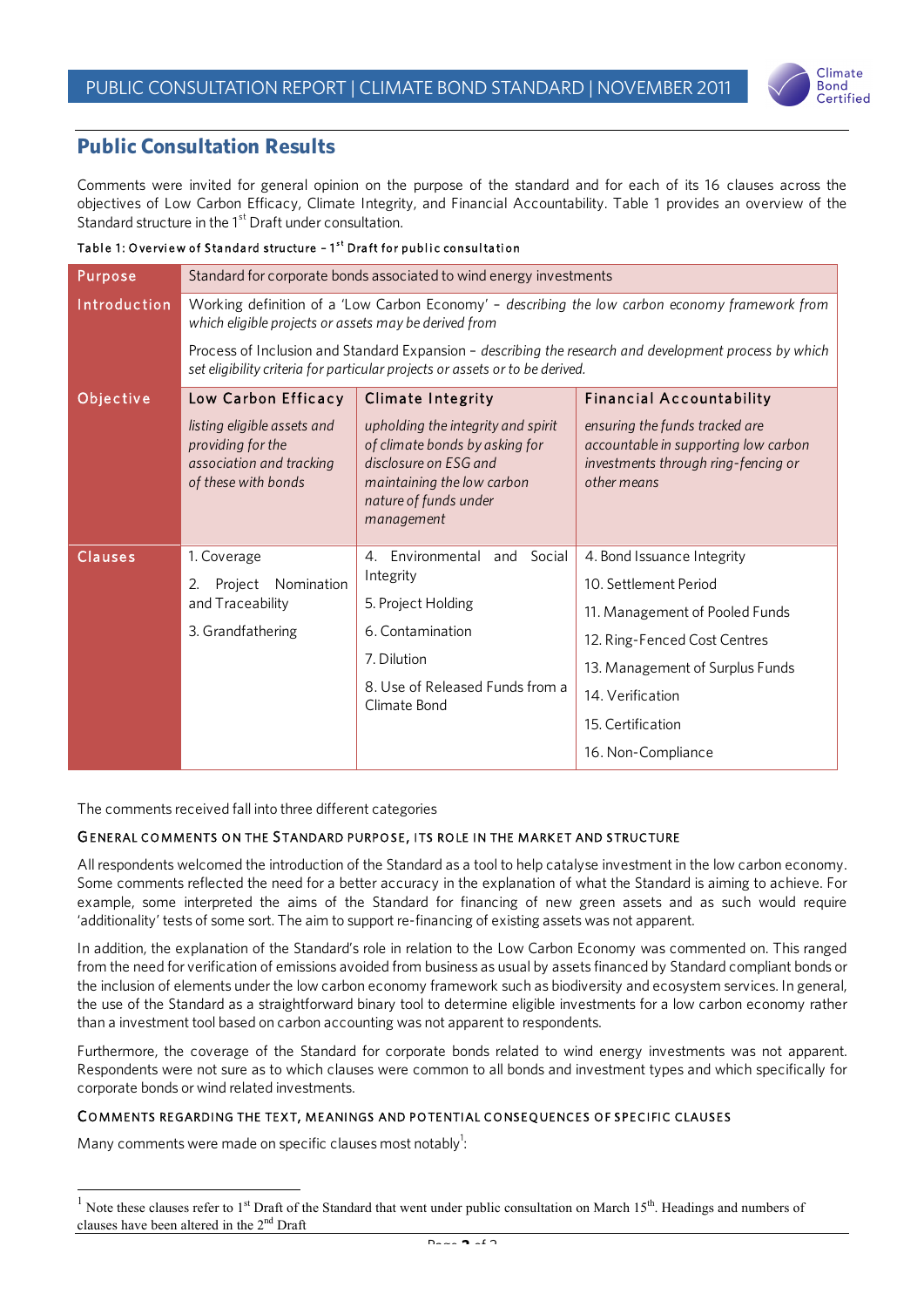## Public Consultation Results

Comments were invited for general opinion on the purpose of the standard and for each of its 16 clauses across the objectives of Low Carbon Efficacy, Climate Integrity, and Financial Accountability. Table 1 provides an overview of the Standard structure in the 1st Draft under consultation.

Table 1: Overview of Standard structure – 1st Draft for public consultation

| | | | |
|---|---|---|---|
| **Purpose** | Standard for corporate bonds associated to wind energy investments | | |
| **Introduction** | Working definition of a 'Low Carbon Economy' – *describing the low carbon economy framework from which eligible projects or assets may be derived from*<br><br>Process of Inclusion and Standard Expansion – *describing the research and development process by which set eligibility criteria for particular projects or assets or to be derived.* | | |
| **Objective** | **Low Carbon Efficacy**<br>*listing eligible assets and providing for the association and tracking of these with bonds* | **Climate Integrity**<br>*upholding the integrity and spirit of climate bonds by asking for disclosure on ESG and maintaining the low carbon nature of funds under management* | **Financial Accountability**<br>*ensuring the funds tracked are accountable in supporting low carbon investments through ring-fencing or other means* |
| **Clauses** | 1. Coverage<br>2. Project Nomination and Traceability<br>3. Grandfathering | 4. Environmental and Social Integrity<br>5. Project Holding<br>6. Contamination<br>7. Dilution<br>8. Use of Released Funds from a Climate Bond | 4. Bond Issuance Integrity<br>10. Settlement Period<br>11. Management of Pooled Funds<br>12. Ring-Fenced Cost Centres<br>13. Management of Surplus Funds<br>14. Verification<br>15. Certification<br>16. Non-Compliance |

The comments received fall into three different categories

### General comments on the Standard purpose, its role in the market and structure

All respondents welcomed the introduction of the Standard as a tool to help catalyse investment in the low carbon economy. Some comments reflected the need for a better accuracy in the explanation of what the Standard is aiming to achieve. For example, some interpreted the aims of the Standard for financing of new green assets and as such would require 'additionality' tests of some sort. The aim to support re-financing of existing assets was not apparent.

In addition, the explanation of the Standard's role in relation to the Low Carbon Economy was commented on. This ranged from the need for verification of emissions avoided from business as usual by assets financed by Standard compliant bonds or the inclusion of elements under the low carbon economy framework such as biodiversity and ecosystem services. In general, the use of the Standard as a straightforward binary tool to determine eligible investments for a low carbon economy rather than a investment tool based on carbon accounting was not apparent to respondents.

Furthermore, the coverage of the Standard for corporate bonds related to wind energy investments was not apparent. Respondents were not sure as to which clauses were common to all bonds and investment types and which specifically for corporate bonds or wind related investments.

### Comments regarding the text, meanings and potential consequences of specific clauses

Many comments were made on specific clauses most notably[1]:

---

[1] Note these clauses refer to 1st Draft of the Standard that went under public consultation on March 15th. Headings and numbers of clauses have been altered in the 2nd Draft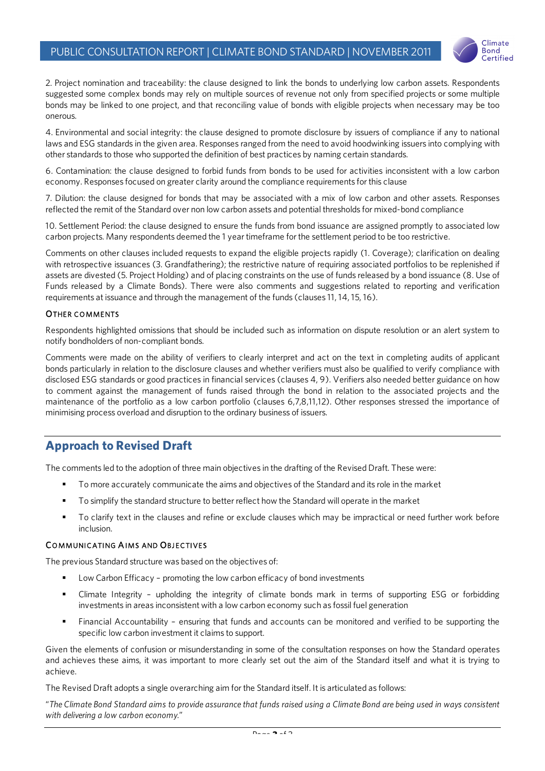2. Project nomination and traceability: the clause designed to link the bonds to underlying low carbon assets. Respondents suggested some complex bonds may rely on multiple sources of revenue not only from specified projects or some multiple bonds may be linked to one project, and that reconciling value of bonds with eligible projects when necessary may be too onerous.

4. Environmental and social integrity: the clause designed to promote disclosure by issuers of compliance if any to national laws and ESG standards in the given area. Responses ranged from the need to avoid hoodwinking issuers into complying with other standards to those who supported the definition of best practices by naming certain standards.

6. Contamination: the clause designed to forbid funds from bonds to be used for activities inconsistent with a low carbon economy. Responses focused on greater clarity around the compliance requirements for this clause

7. Dilution: the clause designed for bonds that may be associated with a mix of low carbon and other assets. Responses reflected the remit of the Standard over non low carbon assets and potential thresholds for mixed-bond compliance

10. Settlement Period: the clause designed to ensure the funds from bond issuance are assigned promptly to associated low carbon projects. Many respondents deemed the 1 year timeframe for the settlement period to be too restrictive.

Comments on other clauses included requests to expand the eligible projects rapidly (1. Coverage); clarification on dealing with retrospective issuances (3. Grandfathering); the restrictive nature of requiring associated portfolios to be replenished if assets are divested (5. Project Holding) and of placing constraints on the use of funds released by a bond issuance (8. Use of Funds released by a Climate Bonds). There were also comments and suggestions related to reporting and verification requirements at issuance and through the management of the funds (clauses 11, 14, 15, 16).

### Other Comments

Respondents highlighted omissions that should be included such as information on dispute resolution or an alert system to notify bondholders of non-compliant bonds.

Comments were made on the ability of verifiers to clearly interpret and act on the text in completing audits of applicant bonds particularly in relation to the disclosure clauses and whether verifiers must also be qualified to verify compliance with disclosed ESG standards or good practices in financial services (clauses 4, 9). Verifiers also needed better guidance on how to comment against the management of funds raised through the bond in relation to the associated projects and the maintenance of the portfolio as a low carbon portfolio (clauses 6,7,8,11,12). Other responses stressed the importance of minimising process overload and disruption to the ordinary business of issuers.

## Approach to Revised Draft

The comments led to the adoption of three main objectives in the drafting of the Revised Draft. These were:

- To more accurately communicate the aims and objectives of the Standard and its role in the market
- To simplify the standard structure to better reflect how the Standard will operate in the market
- To clarify text in the clauses and refine or exclude clauses which may be impractical or need further work before inclusion.

### Communicating Aims and Objectives

The previous Standard structure was based on the objectives of:

- Low Carbon Efficacy – promoting the low carbon efficacy of bond investments
- Climate Integrity – upholding the integrity of climate bonds mark in terms of supporting ESG or forbidding investments in areas inconsistent with a low carbon economy such as fossil fuel generation
- Financial Accountability – ensuring that funds and accounts can be monitored and verified to be supporting the specific low carbon investment it claims to support.

Given the elements of confusion or misunderstanding in some of the consultation responses on how the Standard operates and achieves these aims, it was important to more clearly set out the aim of the Standard itself and what it is trying to achieve.

The Revised Draft adopts a single overarching aim for the Standard itself. It is articulated as follows:

"*The Climate Bond Standard aims to provide assurance that funds raised using a Climate Bond are being used in ways consistent with delivering a low carbon economy.*"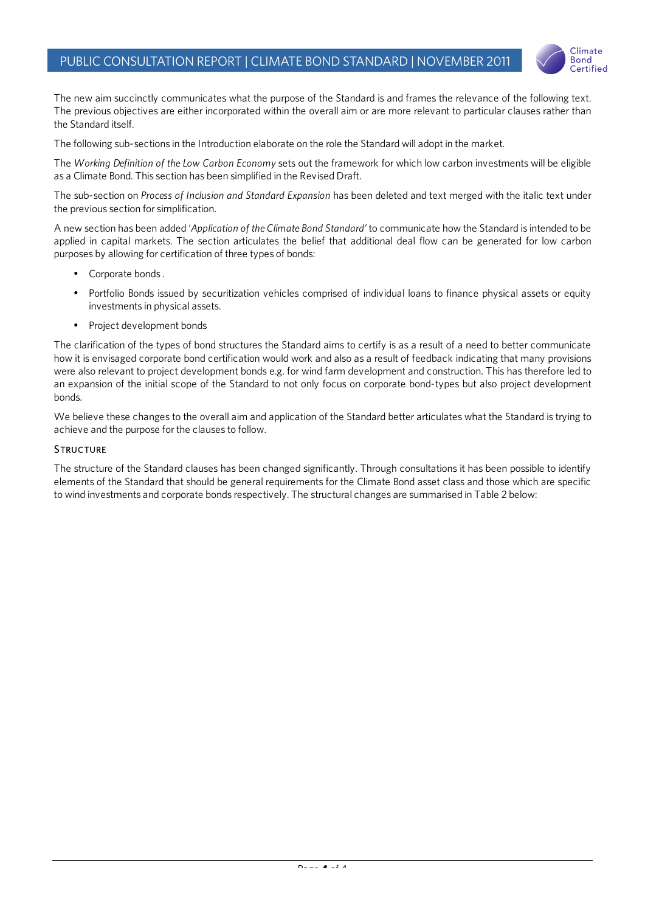The new aim succinctly communicates what the purpose of the Standard is and frames the relevance of the following text. The previous objectives are either incorporated within the overall aim or are more relevant to particular clauses rather than the Standard itself.

The following sub-sections in the Introduction elaborate on the role the Standard will adopt in the market.

The *Working Definition of the Low Carbon Economy* sets out the framework for which low carbon investments will be eligible as a Climate Bond. This section has been simplified in the Revised Draft.

The sub-section on *Process of Inclusion and Standard Expansion* has been deleted and text merged with the italic text under the previous section for simplification.

A new section has been added '*Application of the Climate Bond Standard*' to communicate how the Standard is intended to be applied in capital markets. The section articulates the belief that additional deal flow can be generated for low carbon purposes by allowing for certification of three types of bonds:

- Corporate bonds .
- Portfolio Bonds issued by securitization vehicles comprised of individual loans to finance physical assets or equity investments in physical assets.
- Project development bonds

The clarification of the types of bond structures the Standard aims to certify is as a result of a need to better communicate how it is envisaged corporate bond certification would work and also as a result of feedback indicating that many provisions were also relevant to project development bonds e.g. for wind farm development and construction. This has therefore led to an expansion of the initial scope of the Standard to not only focus on corporate bond-types but also project development bonds.

We believe these changes to the overall aim and application of the Standard better articulates what the Standard is trying to achieve and the purpose for the clauses to follow.

### STRUCTURE

The structure of the Standard clauses has been changed significantly. Through consultations it has been possible to identify elements of the Standard that should be general requirements for the Climate Bond asset class and those which are specific to wind investments and corporate bonds respectively. The structural changes are summarised in Table 2 below: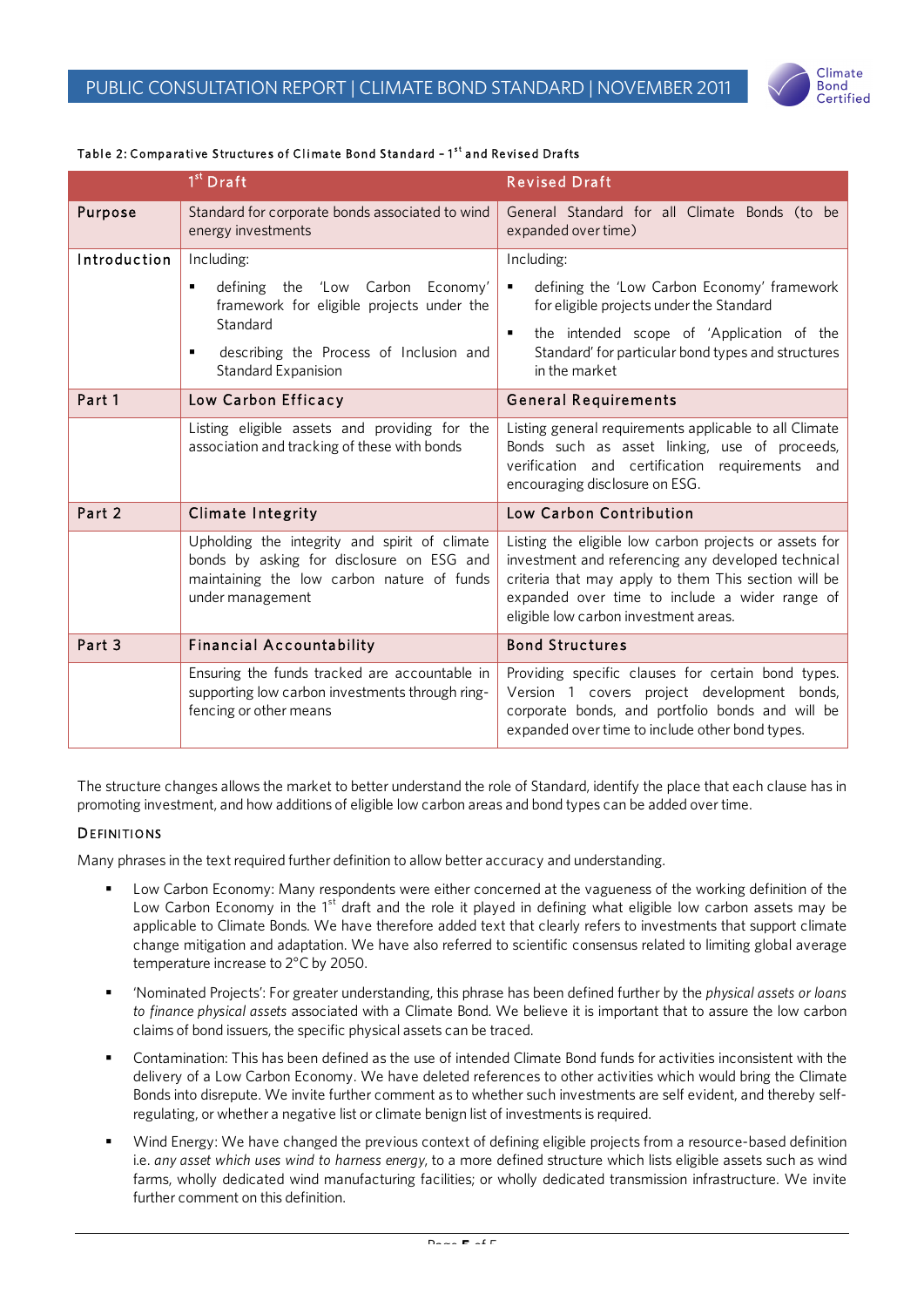Table 2: Comparative Structures of Climate Bond Standard – 1st and Revised Drafts

| | 1st Draft | Revised Draft |
|---|---|---|
| **Purpose** | Standard for corporate bonds associated to wind energy investments | General Standard for all Climate Bonds (to be expanded over time) |
| **Introduction** | Including:<br>▪ defining the 'Low Carbon Economy' framework for eligible projects under the Standard<br>▪ describing the Process of Inclusion and Standard Expansion | Including:<br>▪ defining the 'Low Carbon Economy' framework for eligible projects under the Standard<br>▪ the intended scope of 'Application of the Standard' for particular bond types and structures in the market |
| **Part 1** | **Low Carbon Efficacy** | **General Requirements** |
| | Listing eligible assets and providing for the association and tracking of these with bonds | Listing general requirements applicable to all Climate Bonds such as asset linking, use of proceeds, verification and certification requirements and encouraging disclosure on ESG. |
| **Part 2** | **Climate Integrity** | **Low Carbon Contribution** |
| | Upholding the integrity and spirit of climate bonds by asking for disclosure on ESG and maintaining the low carbon nature of funds under management | Listing the eligible low carbon projects or assets for investment and referencing any developed technical criteria that may apply to them This section will be expanded over time to include a wider range of eligible low carbon investment areas. |
| **Part 3** | **Financial Accountability** | **Bond Structures** |
| | Ensuring the funds tracked are accountable in supporting low carbon investments through ring-fencing or other means | Providing specific clauses for certain bond types. Version 1 covers project development bonds, corporate bonds, and portfolio bonds and will be expanded over time to include other bond types. |

The structure changes allows the market to better understand the role of Standard, identify the place that each clause has in promoting investment, and how additions of eligible low carbon areas and bond types can be added over time.

## Definitions

Many phrases in the text required further definition to allow better accuracy and understanding.

- Low Carbon Economy: Many respondents were either concerned at the vagueness of the working definition of the Low Carbon Economy in the 1st draft and the role it played in defining what eligible low carbon assets may be applicable to Climate Bonds. We have therefore added text that clearly refers to investments that support climate change mitigation and adaptation. We have also referred to scientific consensus related to limiting global average temperature increase to 2°C by 2050.
- 'Nominated Projects': For greater understanding, this phrase has been defined further by the *physical assets or loans to finance physical assets* associated with a Climate Bond. We believe it is important that to assure the low carbon claims of bond issuers, the specific physical assets can be traced.
- Contamination: This has been defined as the use of intended Climate Bond funds for activities inconsistent with the delivery of a Low Carbon Economy. We have deleted references to other activities which would bring the Climate Bonds into disrepute. We invite further comment as to whether such investments are self evident, and thereby self-regulating, or whether a negative list or climate benign list of investments is required.
- Wind Energy: We have changed the previous context of defining eligible projects from a resource-based definition i.e. *any asset which uses wind to harness energy*, to a more defined structure which lists eligible assets such as wind farms, wholly dedicated wind manufacturing facilities; or wholly dedicated transmission infrastructure. We invite further comment on this definition.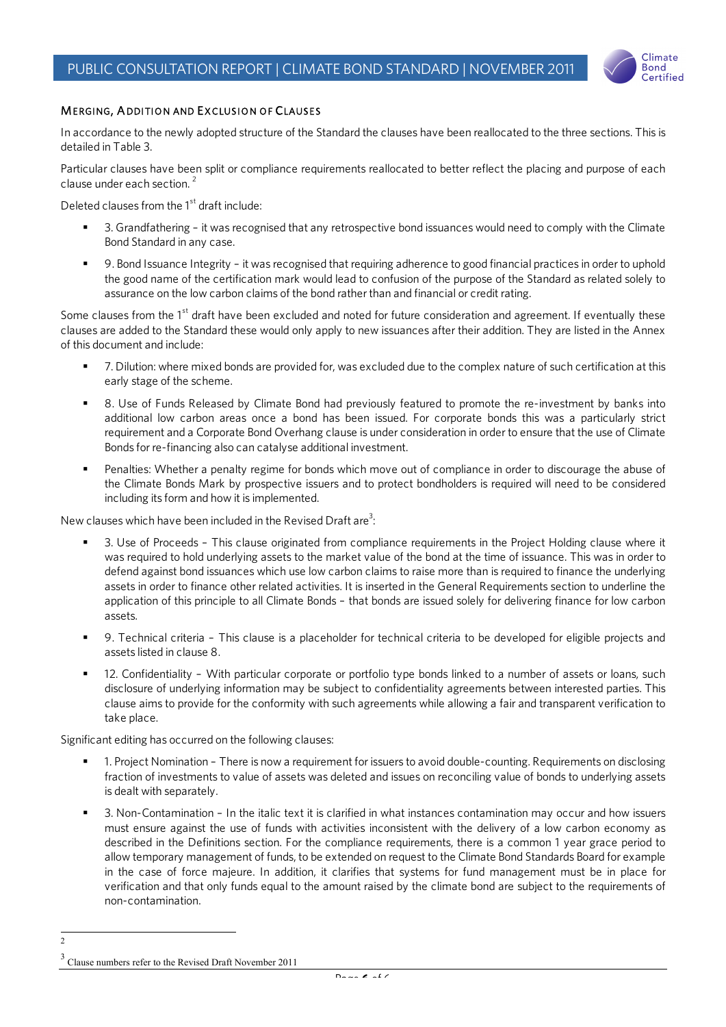## Merging, Addition and Exclusion of Clauses

In accordance to the newly adopted structure of the Standard the clauses have been reallocated to the three sections. This is detailed in Table 3.

Particular clauses have been split or compliance requirements reallocated to better reflect the placing and purpose of each clause under each section. [2]

Deleted clauses from the 1st draft include:

- 3. Grandfathering – it was recognised that any retrospective bond issuances would need to comply with the Climate Bond Standard in any case.
- 9. Bond Issuance Integrity – it was recognised that requiring adherence to good financial practices in order to uphold the good name of the certification mark would lead to confusion of the purpose of the Standard as related solely to assurance on the low carbon claims of the bond rather than and financial or credit rating.

Some clauses from the 1st draft have been excluded and noted for future consideration and agreement. If eventually these clauses are added to the Standard these would only apply to new issuances after their addition. They are listed in the Annex of this document and include:

- 7. Dilution: where mixed bonds are provided for, was excluded due to the complex nature of such certification at this early stage of the scheme.
- 8. Use of Funds Released by Climate Bond had previously featured to promote the re-investment by banks into additional low carbon areas once a bond has been issued. For corporate bonds this was a particularly strict requirement and a Corporate Bond Overhang clause is under consideration in order to ensure that the use of Climate Bonds for re-financing also can catalyse additional investment.
- Penalties: Whether a penalty regime for bonds which move out of compliance in order to discourage the abuse of the Climate Bonds Mark by prospective issuers and to protect bondholders is required will need to be considered including its form and how it is implemented.

New clauses which have been included in the Revised Draft are[3]:

- 3. Use of Proceeds – This clause originated from compliance requirements in the Project Holding clause where it was required to hold underlying assets to the market value of the bond at the time of issuance. This was in order to defend against bond issuances which use low carbon claims to raise more than is required to finance the underlying assets in order to finance other related activities. It is inserted in the General Requirements section to underline the application of this principle to all Climate Bonds – that bonds are issued solely for delivering finance for low carbon assets.
- 9. Technical criteria – This clause is a placeholder for technical criteria to be developed for eligible projects and assets listed in clause 8.
- 12. Confidentiality – With particular corporate or portfolio type bonds linked to a number of assets or loans, such disclosure of underlying information may be subject to confidentiality agreements between interested parties. This clause aims to provide for the conformity with such agreements while allowing a fair and transparent verification to take place.

Significant editing has occurred on the following clauses:

- 1. Project Nomination – There is now a requirement for issuers to avoid double-counting. Requirements on disclosing fraction of investments to value of assets was deleted and issues on reconciling value of bonds to underlying assets is dealt with separately.
- 3. Non-Contamination – In the italic text it is clarified in what instances contamination may occur and how issuers must ensure against the use of funds with activities inconsistent with the delivery of a low carbon economy as described in the Definitions section. For the compliance requirements, there is a common 1 year grace period to allow temporary management of funds, to be extended on request to the Climate Bond Standards Board for example in the case of force majeure. In addition, it clarifies that systems for fund management must be in place for verification and that only funds equal to the amount raised by the climate bond are subject to the requirements of non-contamination.

---

[2]

[3] Clause numbers refer to the Revised Draft November 2011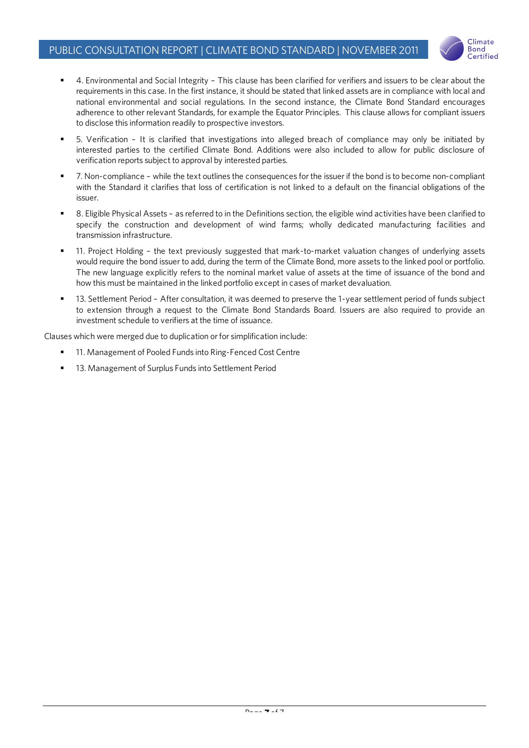- 4. Environmental and Social Integrity – This clause has been clarified for verifiers and issuers to be clear about the requirements in this case. In the first instance, it should be stated that linked assets are in compliance with local and national environmental and social regulations. In the second instance, the Climate Bond Standard encourages adherence to other relevant Standards, for example the Equator Principles. This clause allows for compliant issuers to disclose this information readily to prospective investors.

- 5. Verification – It is clarified that investigations into alleged breach of compliance may only be initiated by interested parties to the certified Climate Bond. Additions were also included to allow for public disclosure of verification reports subject to approval by interested parties.

- 7. Non-compliance – while the text outlines the consequences for the issuer if the bond is to become non-compliant with the Standard it clarifies that loss of certification is not linked to a default on the financial obligations of the issuer.

- 8. Eligible Physical Assets – as referred to in the Definitions section, the eligible wind activities have been clarified to specify the construction and development of wind farms; wholly dedicated manufacturing facilities and transmission infrastructure.

- 11. Project Holding – the text previously suggested that mark-to-market valuation changes of underlying assets would require the bond issuer to add, during the term of the Climate Bond, more assets to the linked pool or portfolio. The new language explicitly refers to the nominal market value of assets at the time of issuance of the bond and how this must be maintained in the linked portfolio except in cases of market devaluation.

- 13. Settlement Period – After consultation, it was deemed to preserve the 1-year settlement period of funds subject to extension through a request to the Climate Bond Standards Board. Issuers are also required to provide an investment schedule to verifiers at the time of issuance.

Clauses which were merged due to duplication or for simplification include:

- 11. Management of Pooled Funds into Ring-Fenced Cost Centre

- 13. Management of Surplus Funds into Settlement Period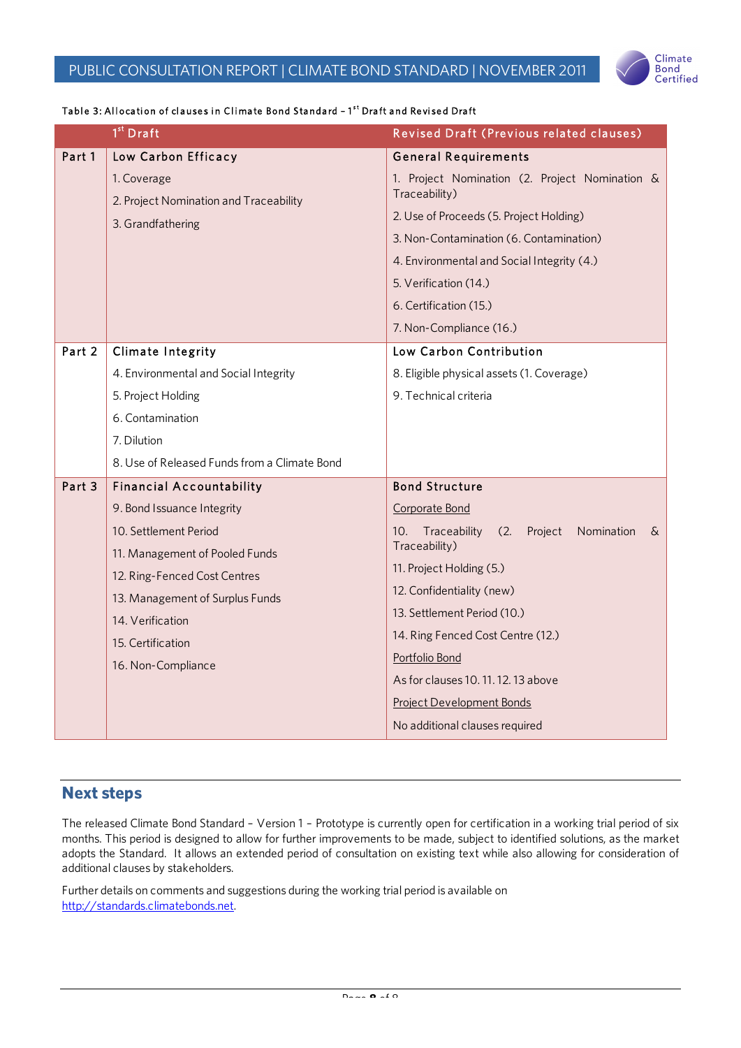Table 3: Allocation of clauses in Climate Bond Standard – 1st Draft and Revised Draft

| | 1st Draft | Revised Draft (Previous related clauses) |
|---|---|---|
| Part 1 | **Low Carbon Efficacy** | **General Requirements** |
| | 1. Coverage | 1. Project Nomination (2. Project Nomination & Traceability) |
| | 2. Project Nomination and Traceability | 2. Use of Proceeds (5. Project Holding) |
| | 3. Grandfathering | 3. Non-Contamination (6. Contamination) |
| | | 4. Environmental and Social Integrity (4.) |
| | | 5. Verification (14.) |
| | | 6. Certification (15.) |
| | | 7. Non-Compliance (16.) |
| Part 2 | **Climate Integrity** | **Low Carbon Contribution** |
| | 4. Environmental and Social Integrity | 8. Eligible physical assets (1. Coverage) |
| | 5. Project Holding | 9. Technical criteria |
| | 6. Contamination | |
| | 7. Dilution | |
| | 8. Use of Released Funds from a Climate Bond | |
| Part 3 | **Financial Accountability** | **Bond Structure** |
| | 9. Bond Issuance Integrity | Corporate Bond |
| | 10. Settlement Period | 10. Traceability (2. Project Nomination & Traceability) |
| | 11. Management of Pooled Funds | 11. Project Holding (5.) |
| | 12. Ring-Fenced Cost Centres | 12. Confidentiality (new) |
| | 13. Management of Surplus Funds | 13. Settlement Period (10.) |
| | 14. Verification | 14. Ring Fenced Cost Centre (12.) |
| | 15. Certification | Portfolio Bond |
| | 16. Non-Compliance | As for clauses 10. 11. 12. 13 above |
| | | Project Development Bonds |
| | | No additional clauses required |

## Next steps

The released Climate Bond Standard – Version 1 – Prototype is currently open for certification in a working trial period of six months. This period is designed to allow for further improvements to be made, subject to identified solutions, as the market adopts the Standard. It allows an extended period of consultation on existing text while also allowing for consideration of additional clauses by stakeholders.

Further details on comments and suggestions during the working trial period is available on http://standards.climatebonds.net.